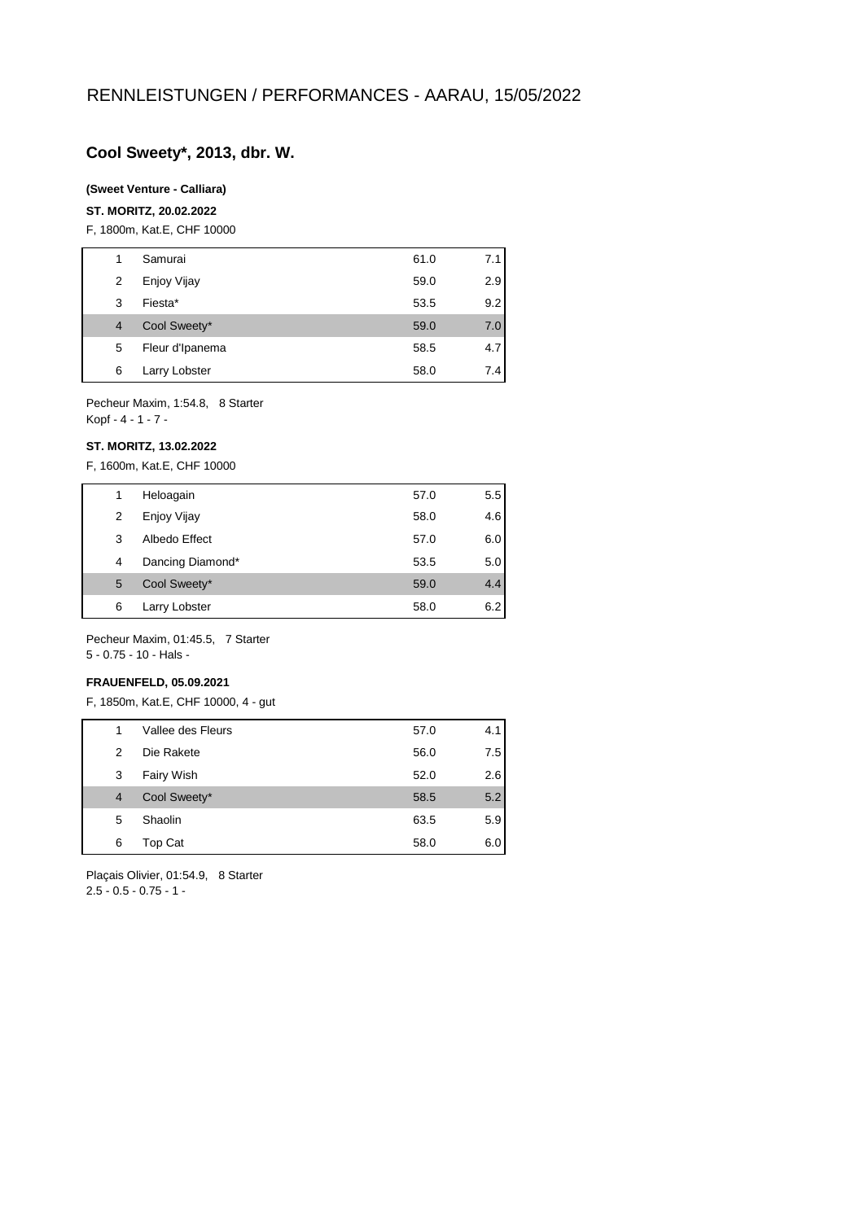# RENNLEISTUNGEN / PERFORMANCES - AARAU, 15/05/2022

## Cool Sweety*, 2013, dbr. W.

**(Sweet Venture - Calliara)**

**ST. MORITZ, 20.02.2022**

F, 1800m, Kat.E, CHF 10000

| | | | |
|---|---|---|---|
| 1 | Samurai | 61.0 | 7.1 |
| 2 | Enjoy Vijay | 59.0 | 2.9 |
| 3 | Fiesta* | 53.5 | 9.2 |
| 4 | Cool Sweety* | 59.0 | 7.0 |
| 5 | Fleur d'Ipanema | 58.5 | 4.7 |
| 6 | Larry Lobster | 58.0 | 7.4 |

Pecheur Maxim, 1:54.8, 8 Starter
Kopf - 4 - 1 - 7 -

**ST. MORITZ, 13.02.2022**

F, 1600m, Kat.E, CHF 10000

| | | | |
|---|---|---|---|
| 1 | Heloagain | 57.0 | 5.5 |
| 2 | Enjoy Vijay | 58.0 | 4.6 |
| 3 | Albedo Effect | 57.0 | 6.0 |
| 4 | Dancing Diamond* | 53.5 | 5.0 |
| 5 | Cool Sweety* | 59.0 | 4.4 |
| 6 | Larry Lobster | 58.0 | 6.2 |

Pecheur Maxim, 01:45.5, 7 Starter
5 - 0.75 - 10 - Hals -

**FRAUENFELD, 05.09.2021**

F, 1850m, Kat.E, CHF 10000, 4 - gut

| | | | |
|---|---|---|---|
| 1 | Vallee des Fleurs | 57.0 | 4.1 |
| 2 | Die Rakete | 56.0 | 7.5 |
| 3 | Fairy Wish | 52.0 | 2.6 |
| 4 | Cool Sweety* | 58.5 | 5.2 |
| 5 | Shaolin | 63.5 | 5.9 |
| 6 | Top Cat | 58.0 | 6.0 |

Plaçais Olivier, 01:54.9, 8 Starter
2.5 - 0.5 - 0.75 - 1 -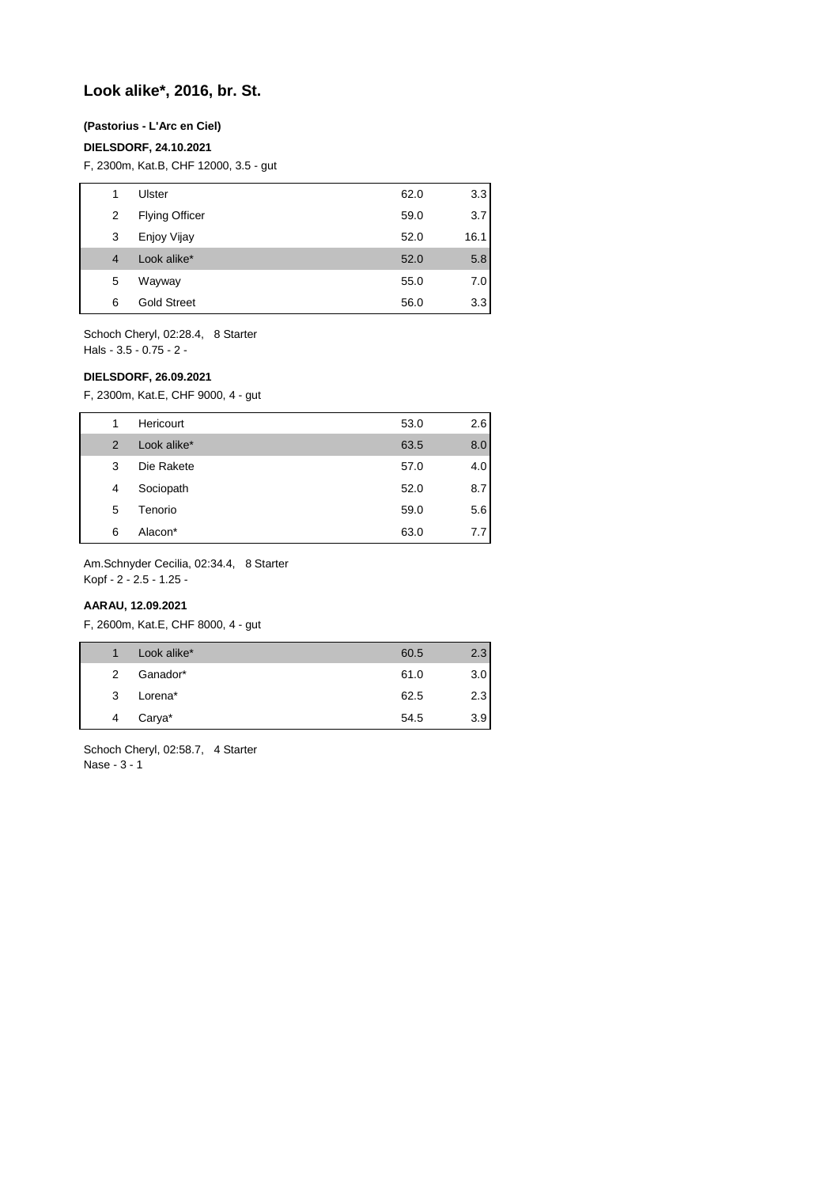## Look alike*, 2016, br. St.

**(Pastorius - L'Arc en Ciel)**

**DIELSDORF, 24.10.2021**

F, 2300m, Kat.B, CHF 12000, 3.5 - gut

| | | | |
|---|---|---|---|
| 1 | Ulster | 62.0 | 3.3 |
| 2 | Flying Officer | 59.0 | 3.7 |
| 3 | Enjoy Vijay | 52.0 | 16.1 |
| 4 | Look alike* | 52.0 | 5.8 |
| 5 | Wayway | 55.0 | 7.0 |
| 6 | Gold Street | 56.0 | 3.3 |

Schoch Cheryl, 02:28.4, 8 Starter
Hals - 3.5 - 0.75 - 2 -

**DIELSDORF, 26.09.2021**

F, 2300m, Kat.E, CHF 9000, 4 - gut

| | | | |
|---|---|---|---|
| 1 | Hericourt | 53.0 | 2.6 |
| 2 | Look alike* | 63.5 | 8.0 |
| 3 | Die Rakete | 57.0 | 4.0 |
| 4 | Sociopath | 52.0 | 8.7 |
| 5 | Tenorio | 59.0 | 5.6 |
| 6 | Alacon* | 63.0 | 7.7 |

Am.Schnyder Cecilia, 02:34.4, 8 Starter
Kopf - 2 - 2.5 - 1.25 -

**AARAU, 12.09.2021**

F, 2600m, Kat.E, CHF 8000, 4 - gut

| | | | |
|---|---|---|---|
| 1 | Look alike* | 60.5 | 2.3 |
| 2 | Ganador* | 61.0 | 3.0 |
| 3 | Lorena* | 62.5 | 2.3 |
| 4 | Carya* | 54.5 | 3.9 |

Schoch Cheryl, 02:58.7, 4 Starter
Nase - 3 - 1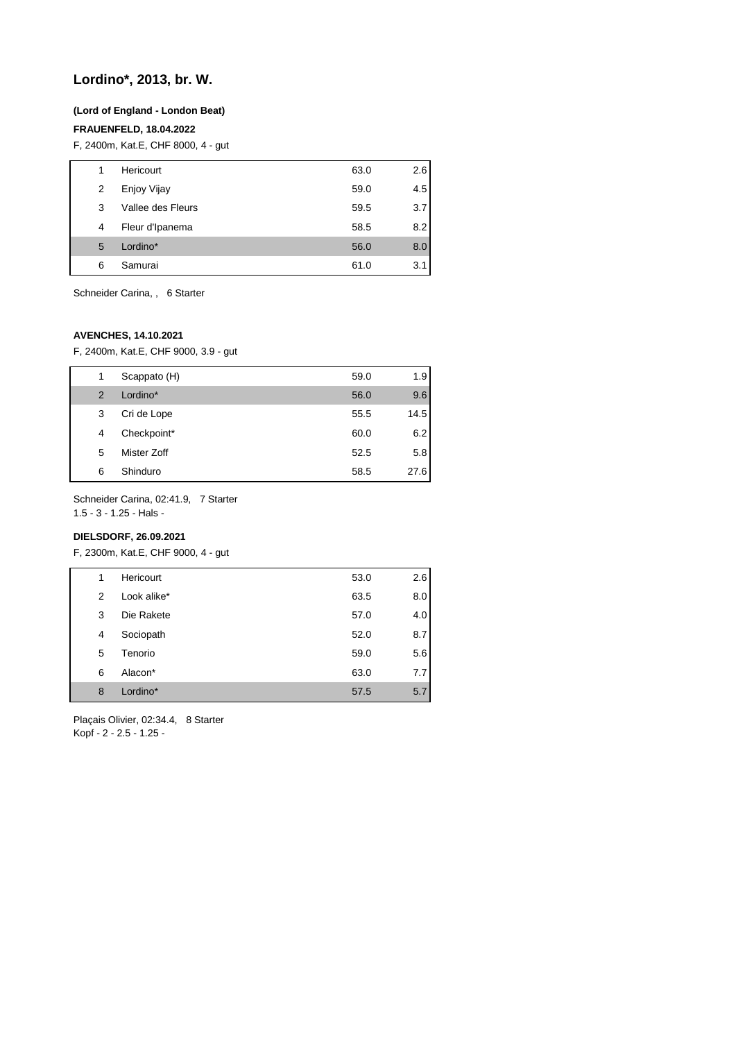# Lordino*, 2013, br. W.

**(Lord of England - London Beat)**

**FRAUENFELD, 18.04.2022**

F, 2400m, Kat.E, CHF 8000, 4 - gut

| | | | |
|---|---|---|---|
| 1 | Hericourt | 63.0 | 2.6 |
| 2 | Enjoy Vijay | 59.0 | 4.5 |
| 3 | Vallee des Fleurs | 59.5 | 3.7 |
| 4 | Fleur d'Ipanema | 58.5 | 8.2 |
| 5 | Lordino* | 56.0 | 8.0 |
| 6 | Samurai | 61.0 | 3.1 |

Schneider Carina, , 6 Starter

**AVENCHES, 14.10.2021**

F, 2400m, Kat.E, CHF 9000, 3.9 - gut

| | | | |
|---|---|---|---|
| 1 | Scappato (H) | 59.0 | 1.9 |
| 2 | Lordino* | 56.0 | 9.6 |
| 3 | Cri de Lope | 55.5 | 14.5 |
| 4 | Checkpoint* | 60.0 | 6.2 |
| 5 | Mister Zoff | 52.5 | 5.8 |
| 6 | Shinduro | 58.5 | 27.6 |

Schneider Carina, 02:41.9, 7 Starter
1.5 - 3 - 1.25 - Hals -

**DIELSDORF, 26.09.2021**

F, 2300m, Kat.E, CHF 9000, 4 - gut

| | | | |
|---|---|---|---|
| 1 | Hericourt | 53.0 | 2.6 |
| 2 | Look alike* | 63.5 | 8.0 |
| 3 | Die Rakete | 57.0 | 4.0 |
| 4 | Sociopath | 52.0 | 8.7 |
| 5 | Tenorio | 59.0 | 5.6 |
| 6 | Alacon* | 63.0 | 7.7 |
| 8 | Lordino* | 57.5 | 5.7 |

Plaçais Olivier, 02:34.4, 8 Starter
Kopf - 2 - 2.5 - 1.25 -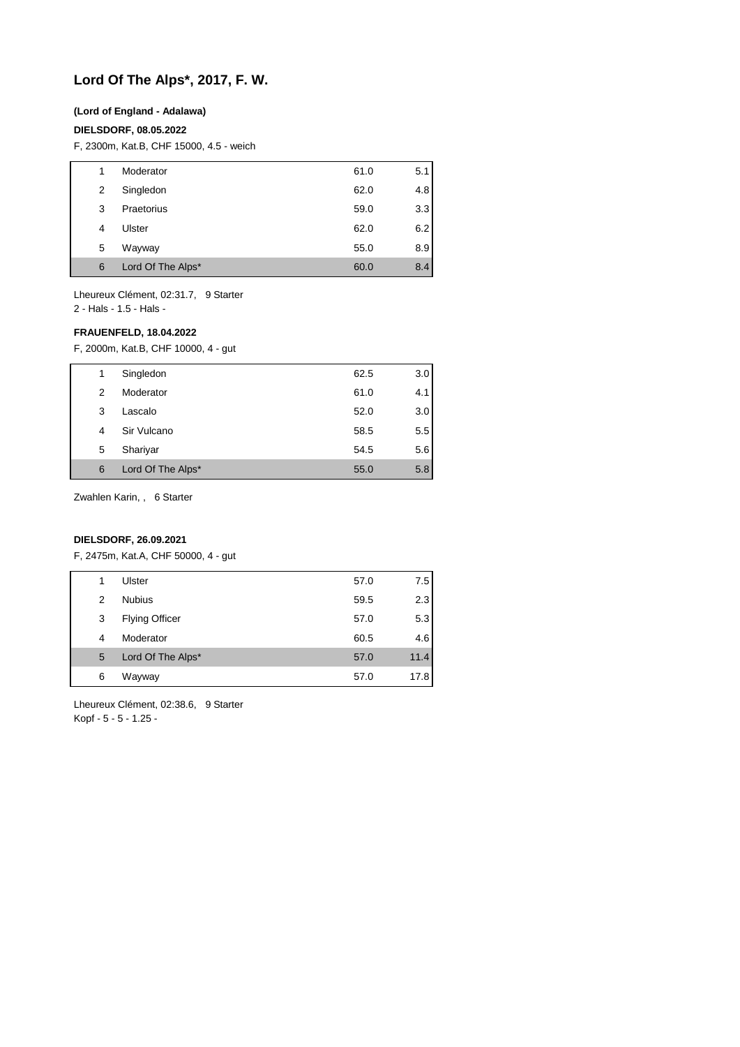# Lord Of The Alps*, 2017, F. W.

**(Lord of England - Adalawa)**

**DIELSDORF, 08.05.2022**

F, 2300m, Kat.B, CHF 15000, 4.5 - weich

| | | | |
|---|---|---|---|
| 1 | Moderator | 61.0 | 5.1 |
| 2 | Singledon | 62.0 | 4.8 |
| 3 | Praetorius | 59.0 | 3.3 |
| 4 | Ulster | 62.0 | 6.2 |
| 5 | Wayway | 55.0 | 8.9 |
| 6 | Lord Of The Alps* | 60.0 | 8.4 |

Lheureux Clément, 02:31.7, 9 Starter
2 - Hals - 1.5 - Hals -

**FRAUENFELD, 18.04.2022**

F, 2000m, Kat.B, CHF 10000, 4 - gut

| | | | |
|---|---|---|---|
| 1 | Singledon | 62.5 | 3.0 |
| 2 | Moderator | 61.0 | 4.1 |
| 3 | Lascalo | 52.0 | 3.0 |
| 4 | Sir Vulcano | 58.5 | 5.5 |
| 5 | Shariyar | 54.5 | 5.6 |
| 6 | Lord Of The Alps* | 55.0 | 5.8 |

Zwahlen Karin, , 6 Starter

**DIELSDORF, 26.09.2021**

F, 2475m, Kat.A, CHF 50000, 4 - gut

| | | | |
|---|---|---|---|
| 1 | Ulster | 57.0 | 7.5 |
| 2 | Nubius | 59.5 | 2.3 |
| 3 | Flying Officer | 57.0 | 5.3 |
| 4 | Moderator | 60.5 | 4.6 |
| 5 | Lord Of The Alps* | 57.0 | 11.4 |
| 6 | Wayway | 57.0 | 17.8 |

Lheureux Clément, 02:38.6, 9 Starter
Kopf - 5 - 5 - 1.25 -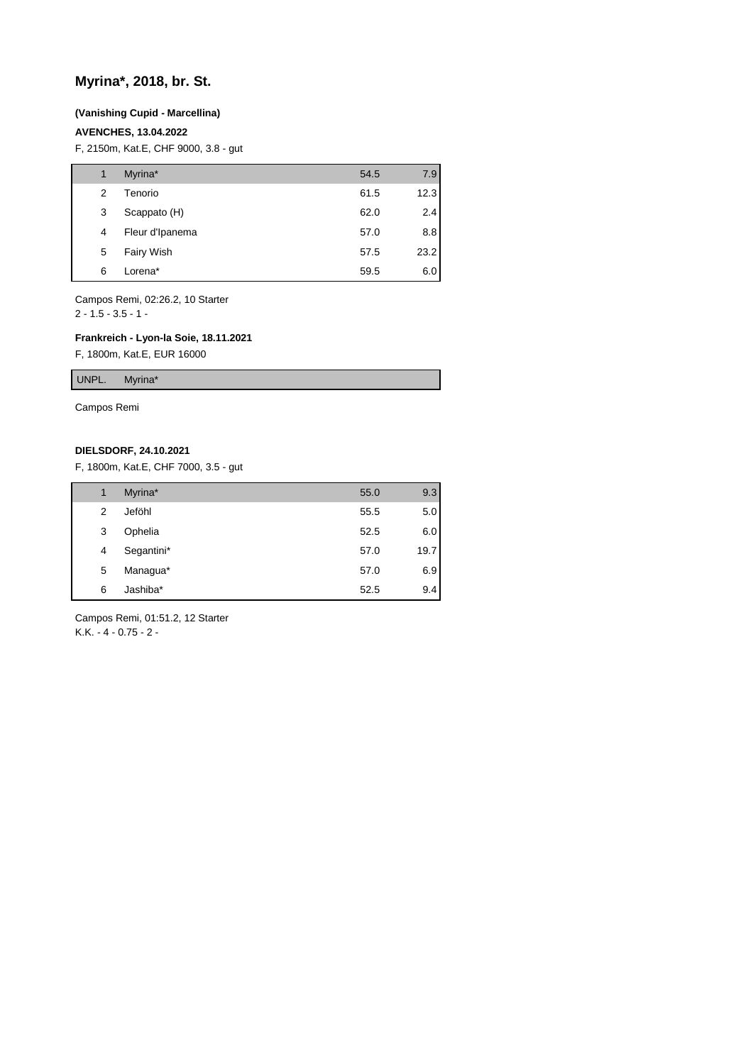## Myrina*, 2018, br. St.

**(Vanishing Cupid - Marcellina)**

**AVENCHES, 13.04.2022**

F, 2150m, Kat.E, CHF 9000, 3.8 - gut

| | | | |
|---|---|---|---|
| 1 | Myrina* | 54.5 | 7.9 |
| 2 | Tenorio | 61.5 | 12.3 |
| 3 | Scappato (H) | 62.0 | 2.4 |
| 4 | Fleur d'Ipanema | 57.0 | 8.8 |
| 5 | Fairy Wish | 57.5 | 23.2 |
| 6 | Lorena* | 59.5 | 6.0 |

Campos Remi, 02:26.2, 10 Starter
2 - 1.5 - 3.5 - 1 -

**Frankreich - Lyon-la Soie, 18.11.2021**

F, 1800m, Kat.E, EUR 16000

| | |
|---|---|
| UNPL. | Myrina* |

Campos Remi

**DIELSDORF, 24.10.2021**

F, 1800m, Kat.E, CHF 7000, 3.5 - gut

| | | | |
|---|---|---|---|
| 1 | Myrina* | 55.0 | 9.3 |
| 2 | Jeföhl | 55.5 | 5.0 |
| 3 | Ophelia | 52.5 | 6.0 |
| 4 | Segantini* | 57.0 | 19.7 |
| 5 | Managua* | 57.0 | 6.9 |
| 6 | Jashiba* | 52.5 | 9.4 |

Campos Remi, 01:51.2, 12 Starter
K.K. - 4 - 0.75 - 2 -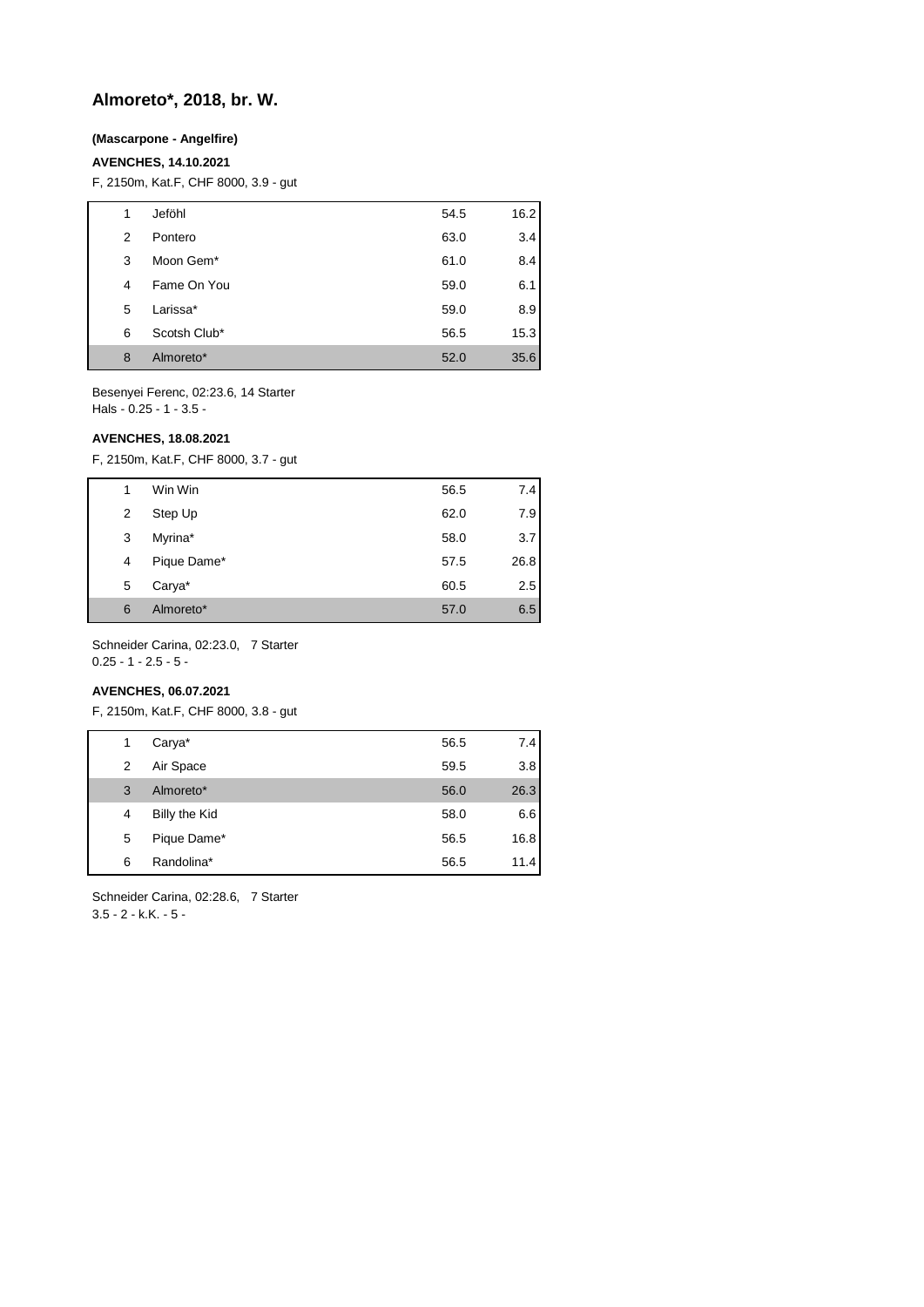# Almoreto*, 2018, br. W.

**(Mascarpone - Angelfire)**

**AVENCHES, 14.10.2021**

F, 2150m, Kat.F, CHF 8000, 3.9 - gut

| | | | |
|---|---|---|---|
| 1 | Jeföhl | 54.5 | 16.2 |
| 2 | Pontero | 63.0 | 3.4 |
| 3 | Moon Gem* | 61.0 | 8.4 |
| 4 | Fame On You | 59.0 | 6.1 |
| 5 | Larissa* | 59.0 | 8.9 |
| 6 | Scotsh Club* | 56.5 | 15.3 |
| 8 | Almoreto* | 52.0 | 35.6 |

Besenyei Ferenc, 02:23.6, 14 Starter
Hals - 0.25 - 1 - 3.5 -

**AVENCHES, 18.08.2021**

F, 2150m, Kat.F, CHF 8000, 3.7 - gut

| | | | |
|---|---|---|---|
| 1 | Win Win | 56.5 | 7.4 |
| 2 | Step Up | 62.0 | 7.9 |
| 3 | Myrina* | 58.0 | 3.7 |
| 4 | Pique Dame* | 57.5 | 26.8 |
| 5 | Carya* | 60.5 | 2.5 |
| 6 | Almoreto* | 57.0 | 6.5 |

Schneider Carina, 02:23.0, 7 Starter
0.25 - 1 - 2.5 - 5 -

**AVENCHES, 06.07.2021**

F, 2150m, Kat.F, CHF 8000, 3.8 - gut

| | | | |
|---|---|---|---|
| 1 | Carya* | 56.5 | 7.4 |
| 2 | Air Space | 59.5 | 3.8 |
| 3 | Almoreto* | 56.0 | 26.3 |
| 4 | Billy the Kid | 58.0 | 6.6 |
| 5 | Pique Dame* | 56.5 | 16.8 |
| 6 | Randolina* | 56.5 | 11.4 |

Schneider Carina, 02:28.6, 7 Starter
3.5 - 2 - k.K. - 5 -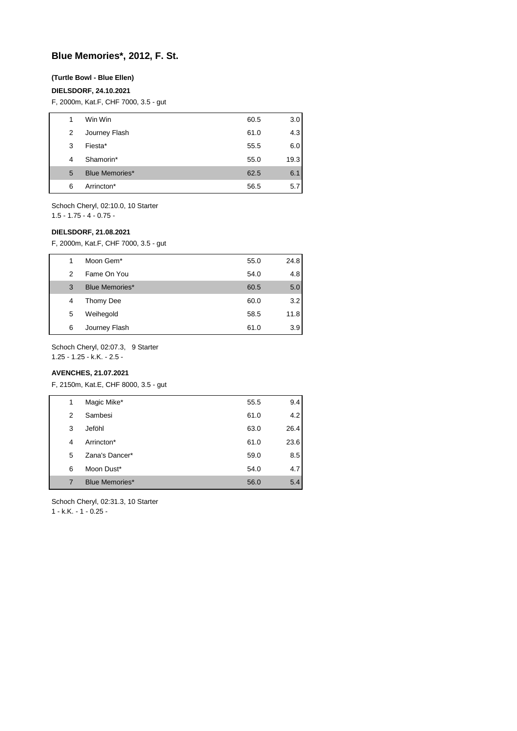## Blue Memories*, 2012, F. St.

**(Turtle Bowl - Blue Ellen)**

**DIELSDORF, 24.10.2021**

F, 2000m, Kat.F, CHF 7000, 3.5 - gut

| | | | |
|---|---|---|---|
| 1 | Win Win | 60.5 | 3.0 |
| 2 | Journey Flash | 61.0 | 4.3 |
| 3 | Fiesta* | 55.5 | 6.0 |
| 4 | Shamorin* | 55.0 | 19.3 |
| 5 | Blue Memories* | 62.5 | 6.1 |
| 6 | Arrincton* | 56.5 | 5.7 |

Schoch Cheryl, 02:10.0, 10 Starter
1.5 - 1.75 - 4 - 0.75 -

**DIELSDORF, 21.08.2021**

F, 2000m, Kat.F, CHF 7000, 3.5 - gut

| | | | |
|---|---|---|---|
| 1 | Moon Gem* | 55.0 | 24.8 |
| 2 | Fame On You | 54.0 | 4.8 |
| 3 | Blue Memories* | 60.5 | 5.0 |
| 4 | Thomy Dee | 60.0 | 3.2 |
| 5 | Weihegold | 58.5 | 11.8 |
| 6 | Journey Flash | 61.0 | 3.9 |

Schoch Cheryl, 02:07.3, 9 Starter
1.25 - 1.25 - k.K. - 2.5 -

**AVENCHES, 21.07.2021**

F, 2150m, Kat.E, CHF 8000, 3.5 - gut

| | | | |
|---|---|---|---|
| 1 | Magic Mike* | 55.5 | 9.4 |
| 2 | Sambesi | 61.0 | 4.2 |
| 3 | Jeföhl | 63.0 | 26.4 |
| 4 | Arrincton* | 61.0 | 23.6 |
| 5 | Zana's Dancer* | 59.0 | 8.5 |
| 6 | Moon Dust* | 54.0 | 4.7 |
| 7 | Blue Memories* | 56.0 | 5.4 |

Schoch Cheryl, 02:31.3, 10 Starter
1 - k.K. - 1 - 0.25 -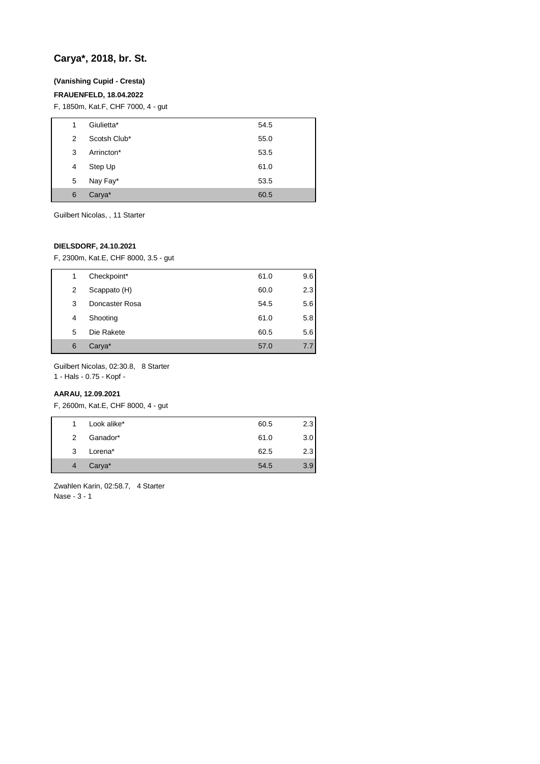# Carya*, 2018, br. St.

**(Vanishing Cupid - Cresta)**

**FRAUENFELD, 18.04.2022**

F, 1850m, Kat.F, CHF 7000, 4 - gut

| | | |
|---|---|---|
| 1 | Giulietta* | 54.5 |
| 2 | Scotsh Club* | 55.0 |
| 3 | Arrincton* | 53.5 |
| 4 | Step Up | 61.0 |
| 5 | Nay Fay* | 53.5 |
| 6 | Carya* | 60.5 |

Guilbert Nicolas, , 11 Starter

**DIELSDORF, 24.10.2021**

F, 2300m, Kat.E, CHF 8000, 3.5 - gut

| | | | |
|---|---|---|---|
| 1 | Checkpoint* | 61.0 | 9.6 |
| 2 | Scappato (H) | 60.0 | 2.3 |
| 3 | Doncaster Rosa | 54.5 | 5.6 |
| 4 | Shooting | 61.0 | 5.8 |
| 5 | Die Rakete | 60.5 | 5.6 |
| 6 | Carya* | 57.0 | 7.7 |

Guilbert Nicolas, 02:30.8, 8 Starter
1 - Hals - 0.75 - Kopf -

**AARAU, 12.09.2021**

F, 2600m, Kat.E, CHF 8000, 4 - gut

| | | | |
|---|---|---|---|
| 1 | Look alike* | 60.5 | 2.3 |
| 2 | Ganador* | 61.0 | 3.0 |
| 3 | Lorena* | 62.5 | 2.3 |
| 4 | Carya* | 54.5 | 3.9 |

Zwahlen Karin, 02:58.7, 4 Starter
Nase - 3 - 1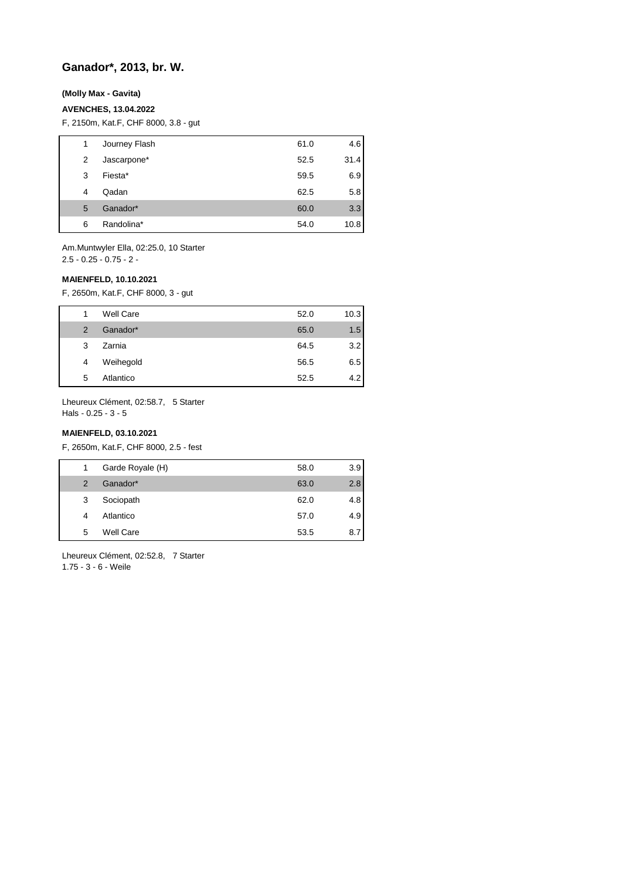## Ganador*, 2013, br. W.

**(Molly Max - Gavita)**

**AVENCHES, 13.04.2022**

F, 2150m, Kat.F, CHF 8000, 3.8 - gut

| | | | |
|---|---|---|---|
| 1 | Journey Flash | 61.0 | 4.6 |
| 2 | Jascarpone* | 52.5 | 31.4 |
| 3 | Fiesta* | 59.5 | 6.9 |
| 4 | Qadan | 62.5 | 5.8 |
| 5 | Ganador* | 60.0 | 3.3 |
| 6 | Randolina* | 54.0 | 10.8 |

Am.Muntwyler Ella, 02:25.0, 10 Starter
2.5 - 0.25 - 0.75 - 2 -

**MAIENFELD, 10.10.2021**

F, 2650m, Kat.F, CHF 8000, 3 - gut

| | | | |
|---|---|---|---|
| 1 | Well Care | 52.0 | 10.3 |
| 2 | Ganador* | 65.0 | 1.5 |
| 3 | Zarnia | 64.5 | 3.2 |
| 4 | Weihegold | 56.5 | 6.5 |
| 5 | Atlantico | 52.5 | 4.2 |

Lheureux Clément, 02:58.7, 5 Starter
Hals - 0.25 - 3 - 5

**MAIENFELD, 03.10.2021**

F, 2650m, Kat.F, CHF 8000, 2.5 - fest

| | | | |
|---|---|---|---|
| 1 | Garde Royale (H) | 58.0 | 3.9 |
| 2 | Ganador* | 63.0 | 2.8 |
| 3 | Sociopath | 62.0 | 4.8 |
| 4 | Atlantico | 57.0 | 4.9 |
| 5 | Well Care | 53.5 | 8.7 |

Lheureux Clément, 02:52.8, 7 Starter
1.75 - 3 - 6 - Weile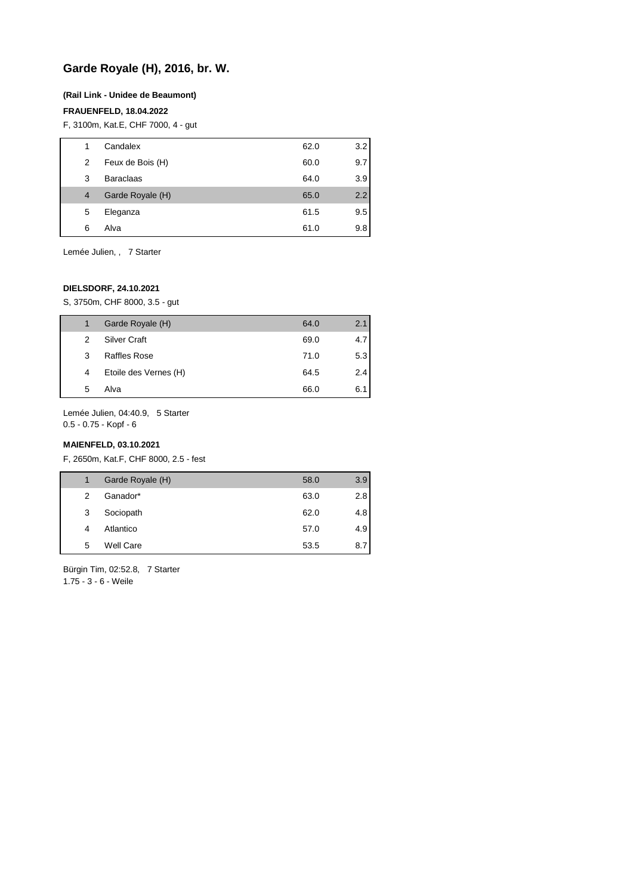## Garde Royale (H), 2016, br. W.

**(Rail Link - Unidee de Beaumont)**

**FRAUENFELD, 18.04.2022**

F, 3100m, Kat.E, CHF 7000, 4 - gut

| | | | |
|---|---|---|---|
| 1 | Candalex | 62.0 | 3.2 |
| 2 | Feux de Bois (H) | 60.0 | 9.7 |
| 3 | Baraclaas | 64.0 | 3.9 |
| 4 | Garde Royale (H) | 65.0 | 2.2 |
| 5 | Eleganza | 61.5 | 9.5 |
| 6 | Alva | 61.0 | 9.8 |

Lemée Julien, , 7 Starter

**DIELSDORF, 24.10.2021**

S, 3750m, CHF 8000, 3.5 - gut

| | | | |
|---|---|---|---|
| 1 | Garde Royale (H) | 64.0 | 2.1 |
| 2 | Silver Craft | 69.0 | 4.7 |
| 3 | Raffles Rose | 71.0 | 5.3 |
| 4 | Etoile des Vernes (H) | 64.5 | 2.4 |
| 5 | Alva | 66.0 | 6.1 |

Lemée Julien, 04:40.9, 5 Starter
0.5 - 0.75 - Kopf - 6

**MAIENFELD, 03.10.2021**

F, 2650m, Kat.F, CHF 8000, 2.5 - fest

| | | | |
|---|---|---|---|
| 1 | Garde Royale (H) | 58.0 | 3.9 |
| 2 | Ganador* | 63.0 | 2.8 |
| 3 | Sociopath | 62.0 | 4.8 |
| 4 | Atlantico | 57.0 | 4.9 |
| 5 | Well Care | 53.5 | 8.7 |

Bürgin Tim, 02:52.8, 7 Starter
1.75 - 3 - 6 - Weile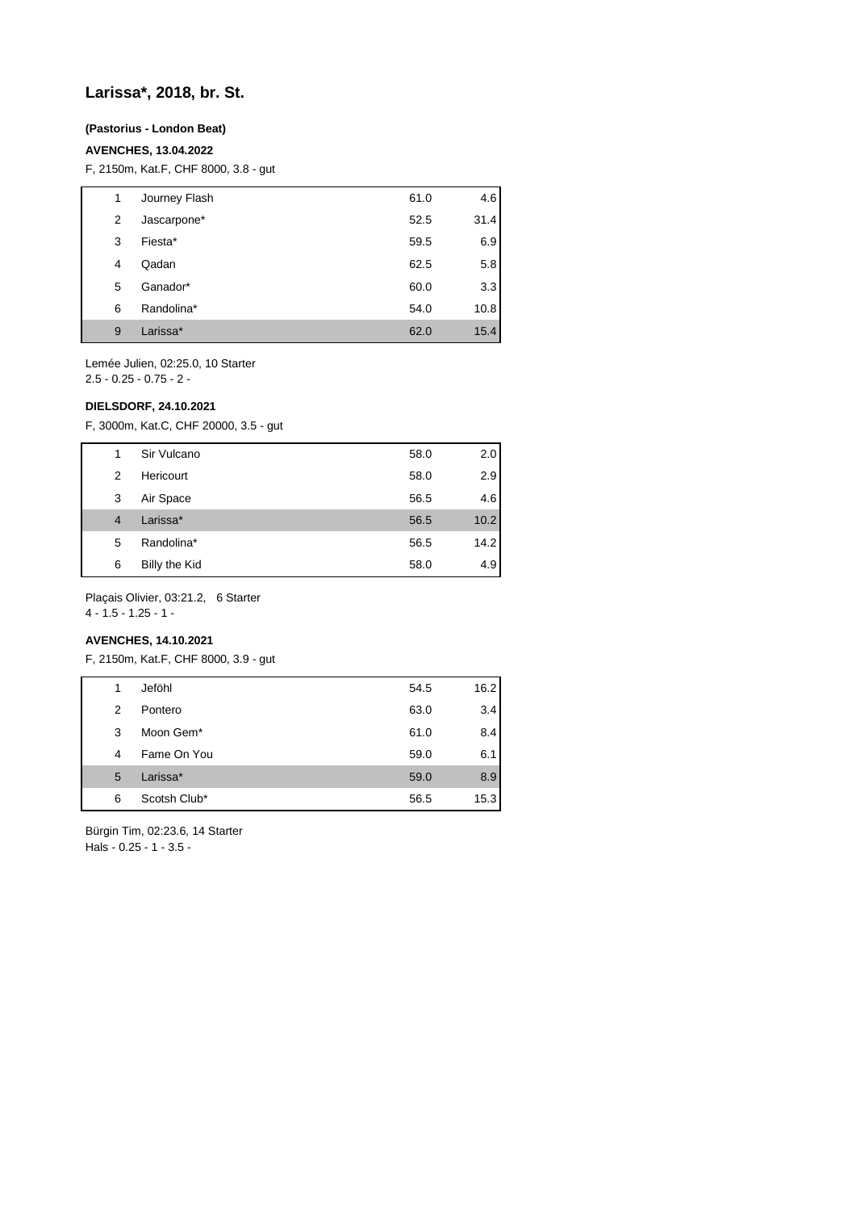## Larissa*, 2018, br. St.

**(Pastorius - London Beat)**

**AVENCHES, 13.04.2022**

F, 2150m, Kat.F, CHF 8000, 3.8 - gut

| | | | |
|---|---|---|---|
| 1 | Journey Flash | 61.0 | 4.6 |
| 2 | Jascarpone* | 52.5 | 31.4 |
| 3 | Fiesta* | 59.5 | 6.9 |
| 4 | Qadan | 62.5 | 5.8 |
| 5 | Ganador* | 60.0 | 3.3 |
| 6 | Randolina* | 54.0 | 10.8 |
| 9 | Larissa* | 62.0 | 15.4 |

Lemée Julien, 02:25.0, 10 Starter
2.5 - 0.25 - 0.75 - 2 -

**DIELSDORF, 24.10.2021**

F, 3000m, Kat.C, CHF 20000, 3.5 - gut

| | | | |
|---|---|---|---|
| 1 | Sir Vulcano | 58.0 | 2.0 |
| 2 | Hericourt | 58.0 | 2.9 |
| 3 | Air Space | 56.5 | 4.6 |
| 4 | Larissa* | 56.5 | 10.2 |
| 5 | Randolina* | 56.5 | 14.2 |
| 6 | Billy the Kid | 58.0 | 4.9 |

Plaçais Olivier, 03:21.2, 6 Starter
4 - 1.5 - 1.25 - 1 -

**AVENCHES, 14.10.2021**

F, 2150m, Kat.F, CHF 8000, 3.9 - gut

| | | | |
|---|---|---|---|
| 1 | Jeföhl | 54.5 | 16.2 |
| 2 | Pontero | 63.0 | 3.4 |
| 3 | Moon Gem* | 61.0 | 8.4 |
| 4 | Fame On You | 59.0 | 6.1 |
| 5 | Larissa* | 59.0 | 8.9 |
| 6 | Scotsh Club* | 56.5 | 15.3 |

Bürgin Tim, 02:23.6, 14 Starter
Hals - 0.25 - 1 - 3.5 -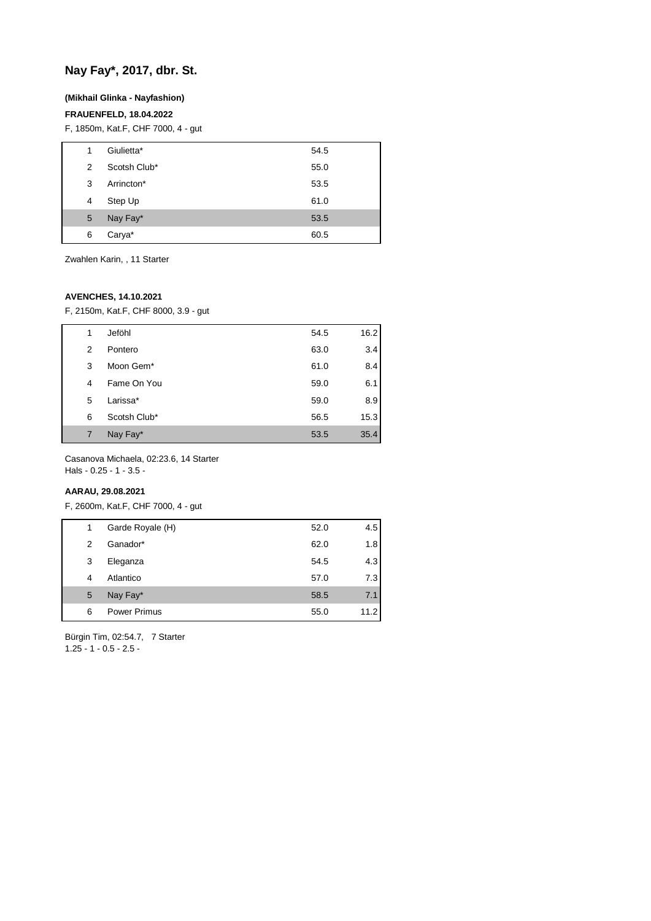# Nay Fay*, 2017, dbr. St.

**(Mikhail Glinka - Nayfashion)**

**FRAUENFELD, 18.04.2022**

F, 1850m, Kat.F, CHF 7000, 4 - gut

| | | | |
|---|---|---|---|
| 1 | Giulietta* | 54.5 | |
| 2 | Scotsh Club* | 55.0 | |
| 3 | Arrincton* | 53.5 | |
| 4 | Step Up | 61.0 | |
| 5 | Nay Fay* | 53.5 | |
| 6 | Carya* | 60.5 | |

Zwahlen Karin, , 11 Starter

**AVENCHES, 14.10.2021**

F, 2150m, Kat.F, CHF 8000, 3.9 - gut

| | | | |
|---|---|---|---|
| 1 | Jeföhl | 54.5 | 16.2 |
| 2 | Pontero | 63.0 | 3.4 |
| 3 | Moon Gem* | 61.0 | 8.4 |
| 4 | Fame On You | 59.0 | 6.1 |
| 5 | Larissa* | 59.0 | 8.9 |
| 6 | Scotsh Club* | 56.5 | 15.3 |
| 7 | Nay Fay* | 53.5 | 35.4 |

Casanova Michaela, 02:23.6, 14 Starter
Hals - 0.25 - 1 - 3.5 -

**AARAU, 29.08.2021**

F, 2600m, Kat.F, CHF 7000, 4 - gut

| | | | |
|---|---|---|---|
| 1 | Garde Royale (H) | 52.0 | 4.5 |
| 2 | Ganador* | 62.0 | 1.8 |
| 3 | Eleganza | 54.5 | 4.3 |
| 4 | Atlantico | 57.0 | 7.3 |
| 5 | Nay Fay* | 58.5 | 7.1 |
| 6 | Power Primus | 55.0 | 11.2 |

Bürgin Tim, 02:54.7, 7 Starter
1.25 - 1 - 0.5 - 2.5 -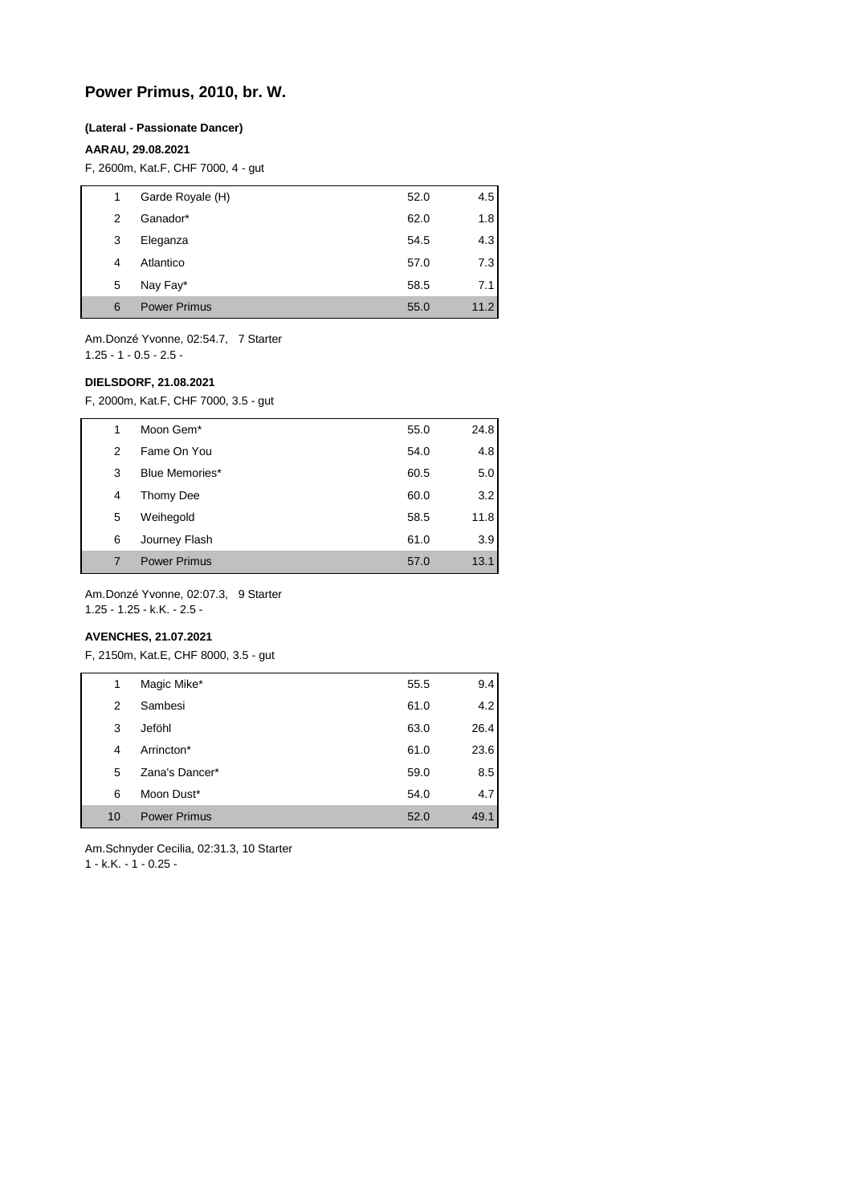# Power Primus, 2010, br. W.

**(Lateral - Passionate Dancer)**

**AARAU, 29.08.2021**

F, 2600m, Kat.F, CHF 7000, 4 - gut

| | | | |
|---|---|---|---|
| 1 | Garde Royale (H) | 52.0 | 4.5 |
| 2 | Ganador* | 62.0 | 1.8 |
| 3 | Eleganza | 54.5 | 4.3 |
| 4 | Atlantico | 57.0 | 7.3 |
| 5 | Nay Fay* | 58.5 | 7.1 |
| 6 | Power Primus | 55.0 | 11.2 |

Am.Donzé Yvonne, 02:54.7, 7 Starter
1.25 - 1 - 0.5 - 2.5 -

**DIELSDORF, 21.08.2021**

F, 2000m, Kat.F, CHF 7000, 3.5 - gut

| | | | |
|---|---|---|---|
| 1 | Moon Gem* | 55.0 | 24.8 |
| 2 | Fame On You | 54.0 | 4.8 |
| 3 | Blue Memories* | 60.5 | 5.0 |
| 4 | Thomy Dee | 60.0 | 3.2 |
| 5 | Weihegold | 58.5 | 11.8 |
| 6 | Journey Flash | 61.0 | 3.9 |
| 7 | Power Primus | 57.0 | 13.1 |

Am.Donzé Yvonne, 02:07.3, 9 Starter
1.25 - 1.25 - k.K. - 2.5 -

**AVENCHES, 21.07.2021**

F, 2150m, Kat.E, CHF 8000, 3.5 - gut

| | | | |
|---|---|---|---|
| 1 | Magic Mike* | 55.5 | 9.4 |
| 2 | Sambesi | 61.0 | 4.2 |
| 3 | Jeföhl | 63.0 | 26.4 |
| 4 | Arrincton* | 61.0 | 23.6 |
| 5 | Zana's Dancer* | 59.0 | 8.5 |
| 6 | Moon Dust* | 54.0 | 4.7 |
| 10 | Power Primus | 52.0 | 49.1 |

Am.Schnyder Cecilia, 02:31.3, 10 Starter
1 - k.K. - 1 - 0.25 -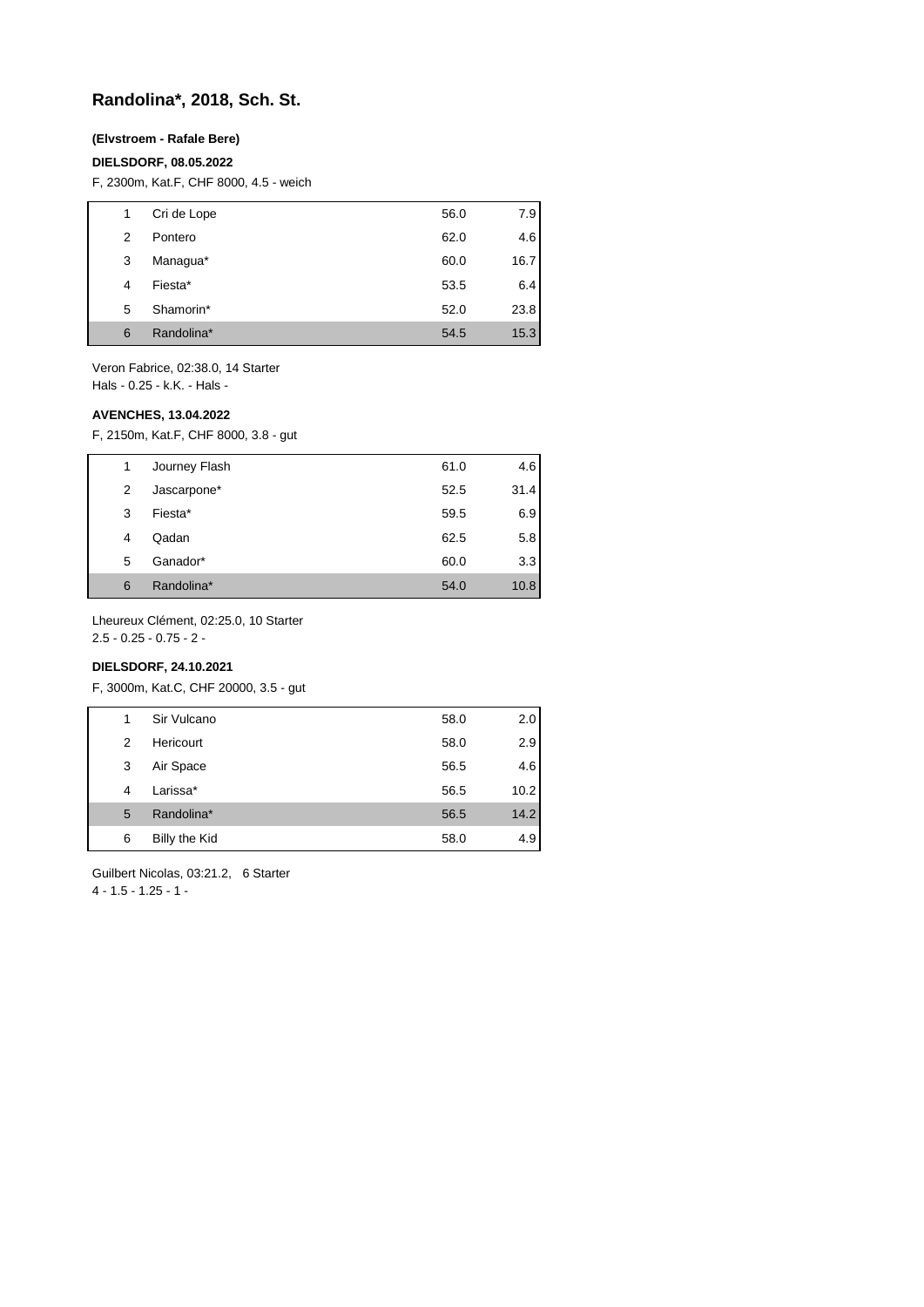## Randolina*, 2018, Sch. St.

**(Elvstroem - Rafale Bere)**

**DIELSDORF, 08.05.2022**

F, 2300m, Kat.F, CHF 8000, 4.5 - weich

| | | | |
|---|---|---|---|
| 1 | Cri de Lope | 56.0 | 7.9 |
| 2 | Pontero | 62.0 | 4.6 |
| 3 | Managua* | 60.0 | 16.7 |
| 4 | Fiesta* | 53.5 | 6.4 |
| 5 | Shamorin* | 52.0 | 23.8 |
| 6 | Randolina* | 54.5 | 15.3 |

Veron Fabrice, 02:38.0, 14 Starter
Hals - 0.25 - k.K. - Hals -

**AVENCHES, 13.04.2022**

F, 2150m, Kat.F, CHF 8000, 3.8 - gut

| | | | |
|---|---|---|---|
| 1 | Journey Flash | 61.0 | 4.6 |
| 2 | Jascarpone* | 52.5 | 31.4 |
| 3 | Fiesta* | 59.5 | 6.9 |
| 4 | Qadan | 62.5 | 5.8 |
| 5 | Ganador* | 60.0 | 3.3 |
| 6 | Randolina* | 54.0 | 10.8 |

Lheureux Clément, 02:25.0, 10 Starter
2.5 - 0.25 - 0.75 - 2 -

**DIELSDORF, 24.10.2021**

F, 3000m, Kat.C, CHF 20000, 3.5 - gut

| | | | |
|---|---|---|---|
| 1 | Sir Vulcano | 58.0 | 2.0 |
| 2 | Hericourt | 58.0 | 2.9 |
| 3 | Air Space | 56.5 | 4.6 |
| 4 | Larissa* | 56.5 | 10.2 |
| 5 | Randolina* | 56.5 | 14.2 |
| 6 | Billy the Kid | 58.0 | 4.9 |

Guilbert Nicolas, 03:21.2, 6 Starter
4 - 1.5 - 1.25 - 1 -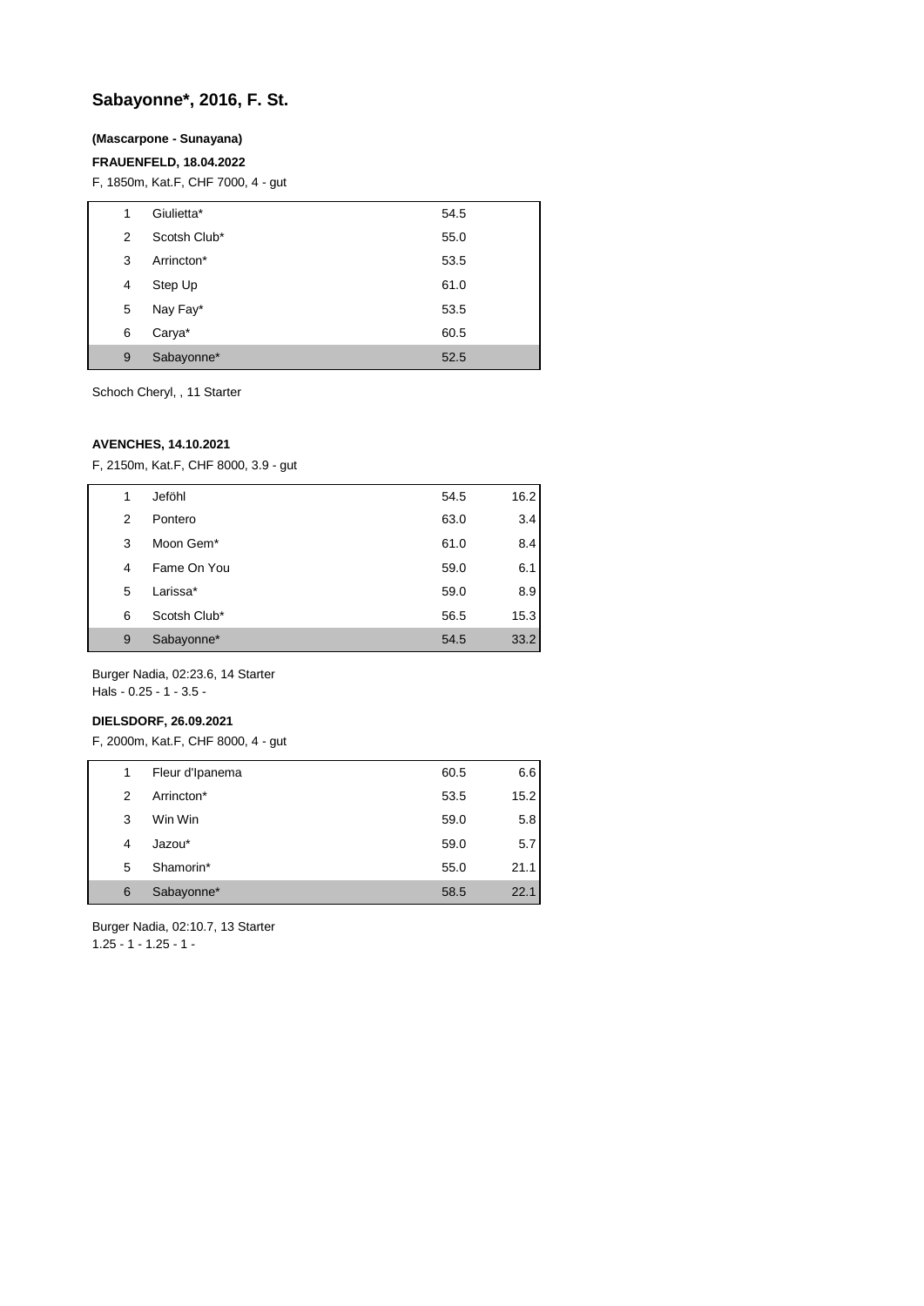# Sabayonne*, 2016, F. St.

**(Mascarpone - Sunayana)**

**FRAUENFELD, 18.04.2022**

F, 1850m, Kat.F, CHF 7000, 4 - gut

| | | |
|---|---|---|
| 1 | Giulietta* | 54.5 |
| 2 | Scotsh Club* | 55.0 |
| 3 | Arrincton* | 53.5 |
| 4 | Step Up | 61.0 |
| 5 | Nay Fay* | 53.5 |
| 6 | Carya* | 60.5 |
| 9 | Sabayonne* | 52.5 |

Schoch Cheryl, , 11 Starter

**AVENCHES, 14.10.2021**

F, 2150m, Kat.F, CHF 8000, 3.9 - gut

| | | | |
|---|---|---|---|
| 1 | Jeföhl | 54.5 | 16.2 |
| 2 | Pontero | 63.0 | 3.4 |
| 3 | Moon Gem* | 61.0 | 8.4 |
| 4 | Fame On You | 59.0 | 6.1 |
| 5 | Larissa* | 59.0 | 8.9 |
| 6 | Scotsh Club* | 56.5 | 15.3 |
| 9 | Sabayonne* | 54.5 | 33.2 |

Burger Nadia, 02:23.6, 14 Starter
Hals - 0.25 - 1 - 3.5 -

**DIELSDORF, 26.09.2021**

F, 2000m, Kat.F, CHF 8000, 4 - gut

| | | | |
|---|---|---|---|
| 1 | Fleur d'Ipanema | 60.5 | 6.6 |
| 2 | Arrincton* | 53.5 | 15.2 |
| 3 | Win Win | 59.0 | 5.8 |
| 4 | Jazou* | 59.0 | 5.7 |
| 5 | Shamorin* | 55.0 | 21.1 |
| 6 | Sabayonne* | 58.5 | 22.1 |

Burger Nadia, 02:10.7, 13 Starter
1.25 - 1 - 1.25 - 1 -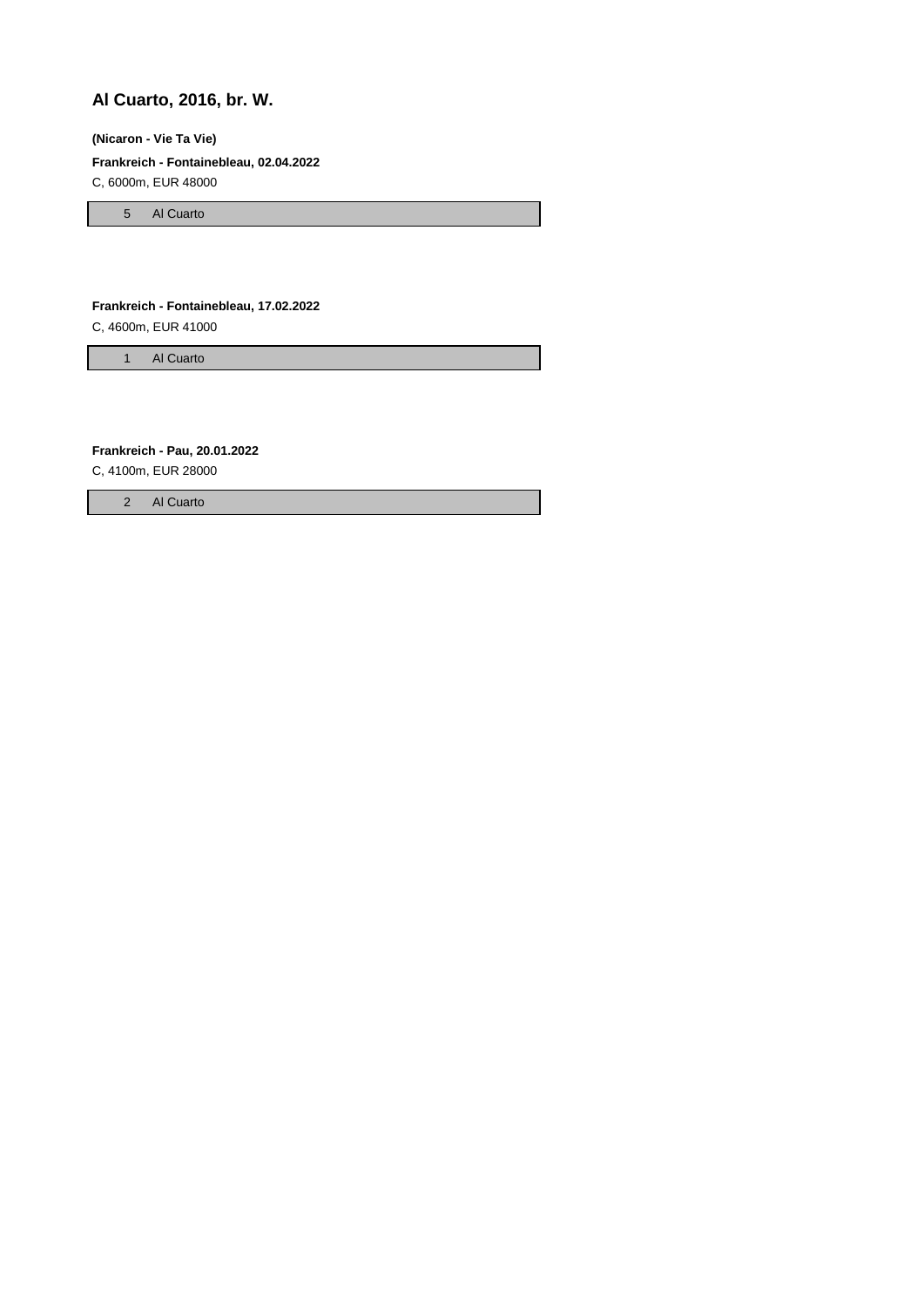## Al Cuarto, 2016, br. W.

**(Nicaron - Vie Ta Vie)**

**Frankreich - Fontainebleau, 02.04.2022**

C, 6000m, EUR 48000

| 5 | Al Cuarto |
|---|---|

**Frankreich - Fontainebleau, 17.02.2022**

C, 4600m, EUR 41000

| 1 | Al Cuarto |
|---|---|

**Frankreich - Pau, 20.01.2022**

C, 4100m, EUR 28000

| 2 | Al Cuarto |
|---|---|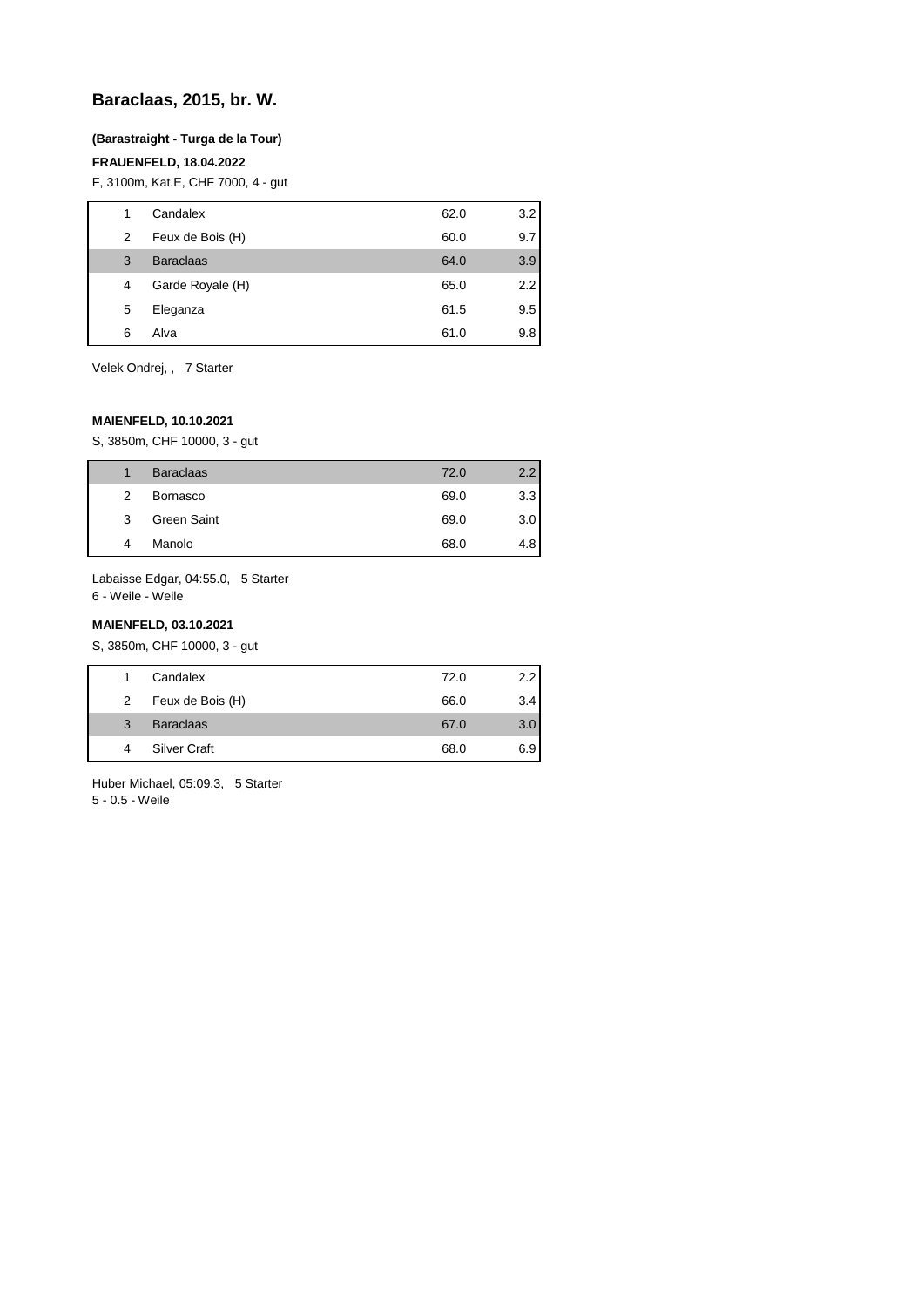# Baraclaas, 2015, br. W.

**(Barastraight - Turga de la Tour)**

**FRAUENFELD, 18.04.2022**

F, 3100m, Kat.E, CHF 7000, 4 - gut

| | | | |
|---|---|---|---|
| 1 | Candalex | 62.0 | 3.2 |
| 2 | Feux de Bois (H) | 60.0 | 9.7 |
| 3 | Baraclaas | 64.0 | 3.9 |
| 4 | Garde Royale (H) | 65.0 | 2.2 |
| 5 | Eleganza | 61.5 | 9.5 |
| 6 | Alva | 61.0 | 9.8 |

Velek Ondrej, , 7 Starter

**MAIENFELD, 10.10.2021**

S, 3850m, CHF 10000, 3 - gut

| | | | |
|---|---|---|---|
| 1 | Baraclaas | 72.0 | 2.2 |
| 2 | Bornasco | 69.0 | 3.3 |
| 3 | Green Saint | 69.0 | 3.0 |
| 4 | Manolo | 68.0 | 4.8 |

Labaisse Edgar, 04:55.0, 5 Starter
6 - Weile - Weile

**MAIENFELD, 03.10.2021**

S, 3850m, CHF 10000, 3 - gut

| | | | |
|---|---|---|---|
| 1 | Candalex | 72.0 | 2.2 |
| 2 | Feux de Bois (H) | 66.0 | 3.4 |
| 3 | Baraclaas | 67.0 | 3.0 |
| 4 | Silver Craft | 68.0 | 6.9 |

Huber Michael, 05:09.3, 5 Starter
5 - 0.5 - Weile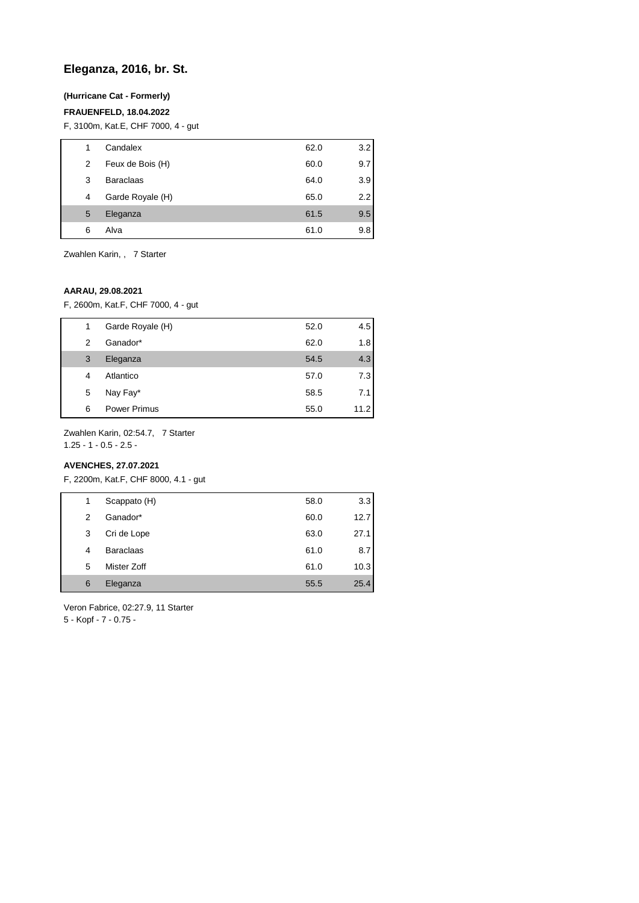## Eleganza, 2016, br. St.

**(Hurricane Cat - Formerly)**

**FRAUENFELD, 18.04.2022**

F, 3100m, Kat.E, CHF 7000, 4 - gut

| | | | |
|---|---|---|---|
| 1 | Candalex | 62.0 | 3.2 |
| 2 | Feux de Bois (H) | 60.0 | 9.7 |
| 3 | Baraclaas | 64.0 | 3.9 |
| 4 | Garde Royale (H) | 65.0 | 2.2 |
| 5 | Eleganza | 61.5 | 9.5 |
| 6 | Alva | 61.0 | 9.8 |

Zwahlen Karin, , 7 Starter

**AARAU, 29.08.2021**

F, 2600m, Kat.F, CHF 7000, 4 - gut

| | | | |
|---|---|---|---|
| 1 | Garde Royale (H) | 52.0 | 4.5 |
| 2 | Ganador* | 62.0 | 1.8 |
| 3 | Eleganza | 54.5 | 4.3 |
| 4 | Atlantico | 57.0 | 7.3 |
| 5 | Nay Fay* | 58.5 | 7.1 |
| 6 | Power Primus | 55.0 | 11.2 |

Zwahlen Karin, 02:54.7, 7 Starter
1.25 - 1 - 0.5 - 2.5 -

**AVENCHES, 27.07.2021**

F, 2200m, Kat.F, CHF 8000, 4.1 - gut

| | | | |
|---|---|---|---|
| 1 | Scappato (H) | 58.0 | 3.3 |
| 2 | Ganador* | 60.0 | 12.7 |
| 3 | Cri de Lope | 63.0 | 27.1 |
| 4 | Baraclaas | 61.0 | 8.7 |
| 5 | Mister Zoff | 61.0 | 10.3 |
| 6 | Eleganza | 55.5 | 25.4 |

Veron Fabrice, 02:27.9, 11 Starter
5 - Kopf - 7 - 0.75 -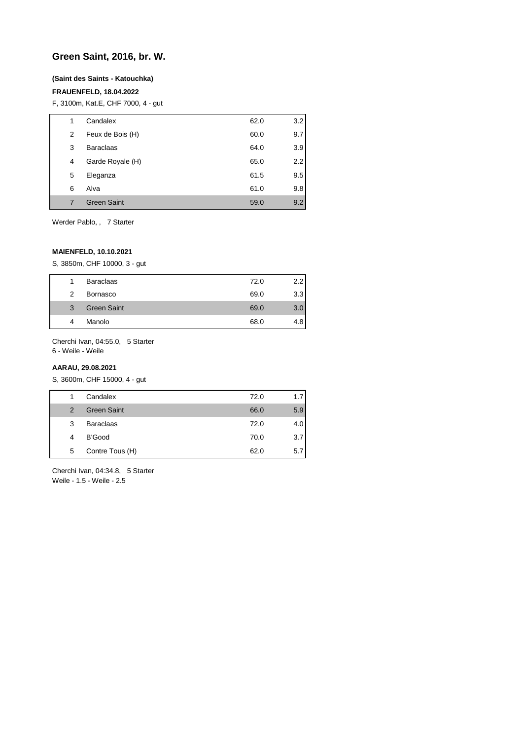# Green Saint, 2016, br. W.

**(Saint des Saints - Katouchka)**

**FRAUENFELD, 18.04.2022**

F, 3100m, Kat.E, CHF 7000, 4 - gut

| | | | |
|---|---|---|---|
| 1 | Candalex | 62.0 | 3.2 |
| 2 | Feux de Bois (H) | 60.0 | 9.7 |
| 3 | Baraclaas | 64.0 | 3.9 |
| 4 | Garde Royale (H) | 65.0 | 2.2 |
| 5 | Eleganza | 61.5 | 9.5 |
| 6 | Alva | 61.0 | 9.8 |
| 7 | Green Saint | 59.0 | 9.2 |

Werder Pablo, , 7 Starter

**MAIENFELD, 10.10.2021**

S, 3850m, CHF 10000, 3 - gut

| | | | |
|---|---|---|---|
| 1 | Baraclaas | 72.0 | 2.2 |
| 2 | Bornasco | 69.0 | 3.3 |
| 3 | Green Saint | 69.0 | 3.0 |
| 4 | Manolo | 68.0 | 4.8 |

Cherchi Ivan, 04:55.0, 5 Starter
6 - Weile - Weile

**AARAU, 29.08.2021**

S, 3600m, CHF 15000, 4 - gut

| | | | |
|---|---|---|---|
| 1 | Candalex | 72.0 | 1.7 |
| 2 | Green Saint | 66.0 | 5.9 |
| 3 | Baraclaas | 72.0 | 4.0 |
| 4 | B'Good | 70.0 | 3.7 |
| 5 | Contre Tous (H) | 62.0 | 5.7 |

Cherchi Ivan, 04:34.8, 5 Starter
Weile - 1.5 - Weile - 2.5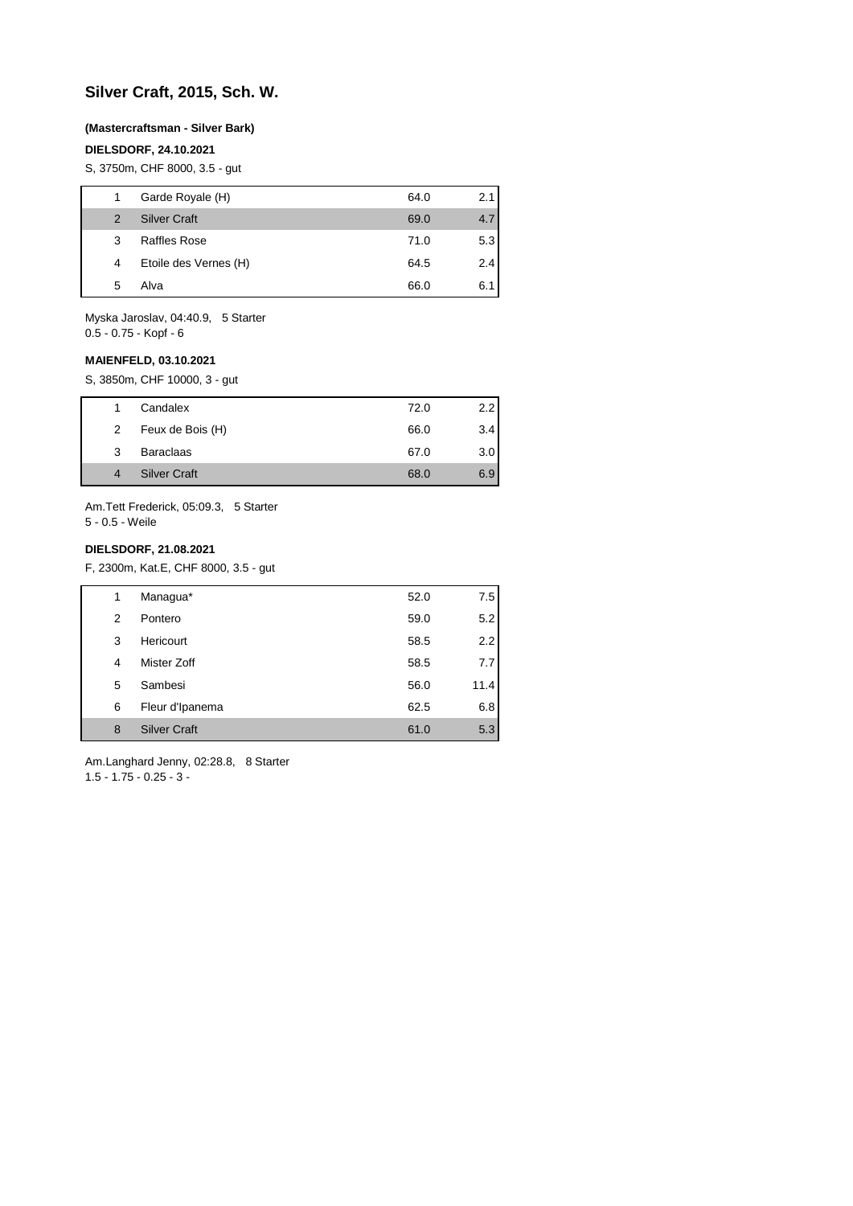## Silver Craft, 2015, Sch. W.

**(Mastercraftsman - Silver Bark)**

**DIELSDORF, 24.10.2021**

S, 3750m, CHF 8000, 3.5 - gut

| | | | |
|---|---|---|---|
| 1 | Garde Royale (H) | 64.0 | 2.1 |
| 2 | Silver Craft | 69.0 | 4.7 |
| 3 | Raffles Rose | 71.0 | 5.3 |
| 4 | Etoile des Vernes (H) | 64.5 | 2.4 |
| 5 | Alva | 66.0 | 6.1 |

Myska Jaroslav, 04:40.9, 5 Starter
0.5 - 0.75 - Kopf - 6

**MAIENFELD, 03.10.2021**

S, 3850m, CHF 10000, 3 - gut

| | | | |
|---|---|---|---|
| 1 | Candalex | 72.0 | 2.2 |
| 2 | Feux de Bois (H) | 66.0 | 3.4 |
| 3 | Baraclaas | 67.0 | 3.0 |
| 4 | Silver Craft | 68.0 | 6.9 |

Am.Tett Frederick, 05:09.3, 5 Starter
5 - 0.5 - Weile

**DIELSDORF, 21.08.2021**

F, 2300m, Kat.E, CHF 8000, 3.5 - gut

| | | | |
|---|---|---|---|
| 1 | Managua* | 52.0 | 7.5 |
| 2 | Pontero | 59.0 | 5.2 |
| 3 | Hericourt | 58.5 | 2.2 |
| 4 | Mister Zoff | 58.5 | 7.7 |
| 5 | Sambesi | 56.0 | 11.4 |
| 6 | Fleur d'Ipanema | 62.5 | 6.8 |
| 8 | Silver Craft | 61.0 | 5.3 |

Am.Langhard Jenny, 02:28.8, 8 Starter
1.5 - 1.75 - 0.25 - 3 -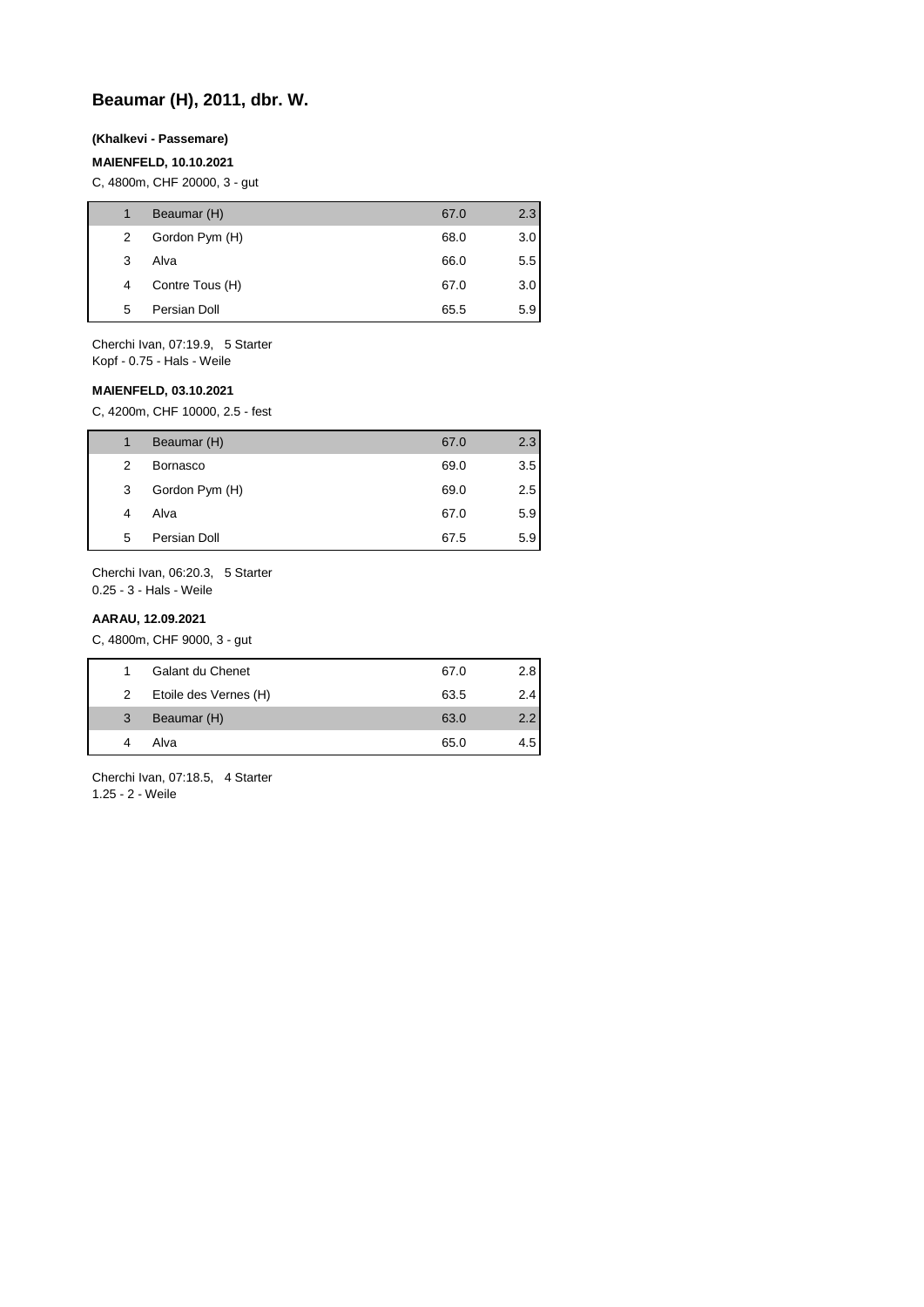# Beaumar (H), 2011, dbr. W.

**(Khalkevi - Passemare)**

**MAIENFELD, 10.10.2021**

C, 4800m, CHF 20000, 3 - gut

| | | | |
|---|---|---|---|
| 1 | Beaumar (H) | 67.0 | 2.3 |
| 2 | Gordon Pym (H) | 68.0 | 3.0 |
| 3 | Alva | 66.0 | 5.5 |
| 4 | Contre Tous (H) | 67.0 | 3.0 |
| 5 | Persian Doll | 65.5 | 5.9 |

Cherchi Ivan, 07:19.9, 5 Starter
Kopf - 0.75 - Hals - Weile

**MAIENFELD, 03.10.2021**

C, 4200m, CHF 10000, 2.5 - fest

| | | | |
|---|---|---|---|
| 1 | Beaumar (H) | 67.0 | 2.3 |
| 2 | Bornasco | 69.0 | 3.5 |
| 3 | Gordon Pym (H) | 69.0 | 2.5 |
| 4 | Alva | 67.0 | 5.9 |
| 5 | Persian Doll | 67.5 | 5.9 |

Cherchi Ivan, 06:20.3, 5 Starter
0.25 - 3 - Hals - Weile

**AARAU, 12.09.2021**

C, 4800m, CHF 9000, 3 - gut

| | | | |
|---|---|---|---|
| 1 | Galant du Chenet | 67.0 | 2.8 |
| 2 | Etoile des Vernes (H) | 63.5 | 2.4 |
| 3 | Beaumar (H) | 63.0 | 2.2 |
| 4 | Alva | 65.0 | 4.5 |

Cherchi Ivan, 07:18.5, 4 Starter
1.25 - 2 - Weile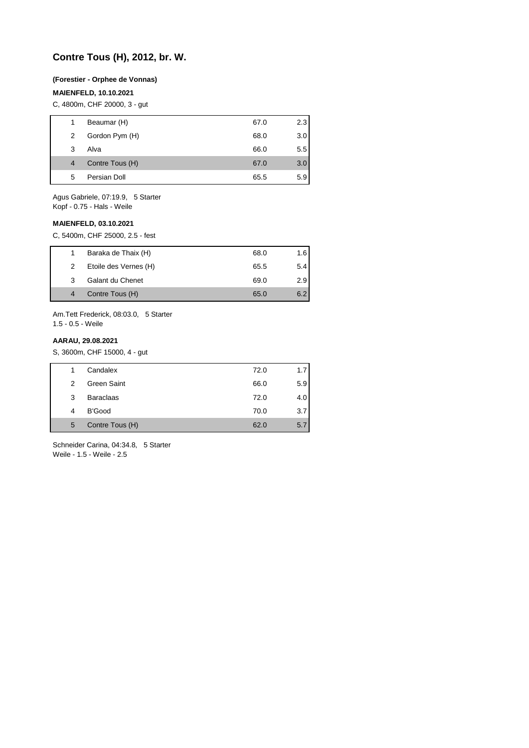# Contre Tous (H), 2012, br. W.

**(Forestier - Orphee de Vonnas)**

**MAIENFELD, 10.10.2021**

C, 4800m, CHF 20000, 3 - gut

| | | | |
|---|---|---|---|
| 1 | Beaumar (H) | 67.0 | 2.3 |
| 2 | Gordon Pym (H) | 68.0 | 3.0 |
| 3 | Alva | 66.0 | 5.5 |
| 4 | Contre Tous (H) | 67.0 | 3.0 |
| 5 | Persian Doll | 65.5 | 5.9 |

Agus Gabriele, 07:19.9, 5 Starter
Kopf - 0.75 - Hals - Weile

**MAIENFELD, 03.10.2021**

C, 5400m, CHF 25000, 2.5 - fest

| | | | |
|---|---|---|---|
| 1 | Baraka de Thaix (H) | 68.0 | 1.6 |
| 2 | Etoile des Vernes (H) | 65.5 | 5.4 |
| 3 | Galant du Chenet | 69.0 | 2.9 |
| 4 | Contre Tous (H) | 65.0 | 6.2 |

Am.Tett Frederick, 08:03.0, 5 Starter
1.5 - 0.5 - Weile

**AARAU, 29.08.2021**

S, 3600m, CHF 15000, 4 - gut

| | | | |
|---|---|---|---|
| 1 | Candalex | 72.0 | 1.7 |
| 2 | Green Saint | 66.0 | 5.9 |
| 3 | Baraclaas | 72.0 | 4.0 |
| 4 | B'Good | 70.0 | 3.7 |
| 5 | Contre Tous (H) | 62.0 | 5.7 |

Schneider Carina, 04:34.8, 5 Starter
Weile - 1.5 - Weile - 2.5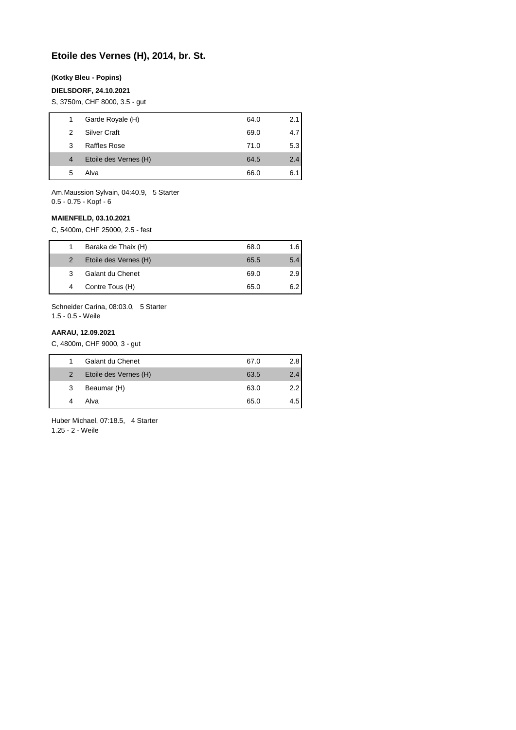# Etoile des Vernes (H), 2014, br. St.

**(Kotky Bleu - Popins)**

**DIELSDORF, 24.10.2021**

S, 3750m, CHF 8000, 3.5 - gut

| | | | |
|---|---|---|---|
| 1 | Garde Royale (H) | 64.0 | 2.1 |
| 2 | Silver Craft | 69.0 | 4.7 |
| 3 | Raffles Rose | 71.0 | 5.3 |
| 4 | Etoile des Vernes (H) | 64.5 | 2.4 |
| 5 | Alva | 66.0 | 6.1 |

Am.Maussion Sylvain, 04:40.9, 5 Starter
0.5 - 0.75 - Kopf - 6

**MAIENFELD, 03.10.2021**

C, 5400m, CHF 25000, 2.5 - fest

| | | | |
|---|---|---|---|
| 1 | Baraka de Thaix (H) | 68.0 | 1.6 |
| 2 | Etoile des Vernes (H) | 65.5 | 5.4 |
| 3 | Galant du Chenet | 69.0 | 2.9 |
| 4 | Contre Tous (H) | 65.0 | 6.2 |

Schneider Carina, 08:03.0, 5 Starter
1.5 - 0.5 - Weile

**AARAU, 12.09.2021**

C, 4800m, CHF 9000, 3 - gut

| | | | |
|---|---|---|---|
| 1 | Galant du Chenet | 67.0 | 2.8 |
| 2 | Etoile des Vernes (H) | 63.5 | 2.4 |
| 3 | Beaumar (H) | 63.0 | 2.2 |
| 4 | Alva | 65.0 | 4.5 |

Huber Michael, 07:18.5, 4 Starter
1.25 - 2 - Weile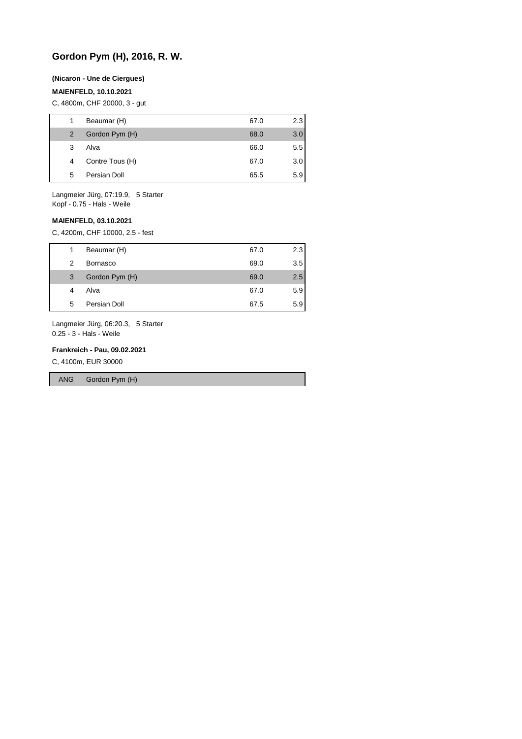## Gordon Pym (H), 2016, R. W.

**(Nicaron - Une de Ciergues)**

**MAIENFELD, 10.10.2021**

C, 4800m, CHF 20000, 3 - gut

| | | | |
|---|---|---|---|
| 1 | Beaumar (H) | 67.0 | 2.3 |
| 2 | Gordon Pym (H) | 68.0 | 3.0 |
| 3 | Alva | 66.0 | 5.5 |
| 4 | Contre Tous (H) | 67.0 | 3.0 |
| 5 | Persian Doll | 65.5 | 5.9 |

Langmeier Jürg, 07:19.9, 5 Starter
Kopf - 0.75 - Hals - Weile

**MAIENFELD, 03.10.2021**

C, 4200m, CHF 10000, 2.5 - fest

| | | | |
|---|---|---|---|
| 1 | Beaumar (H) | 67.0 | 2.3 |
| 2 | Bornasco | 69.0 | 3.5 |
| 3 | Gordon Pym (H) | 69.0 | 2.5 |
| 4 | Alva | 67.0 | 5.9 |
| 5 | Persian Doll | 67.5 | 5.9 |

Langmeier Jürg, 06:20.3, 5 Starter
0.25 - 3 - Hals - Weile

**Frankreich - Pau, 09.02.2021**

C, 4100m, EUR 30000

| | |
|---|---|
| ANG | Gordon Pym (H) |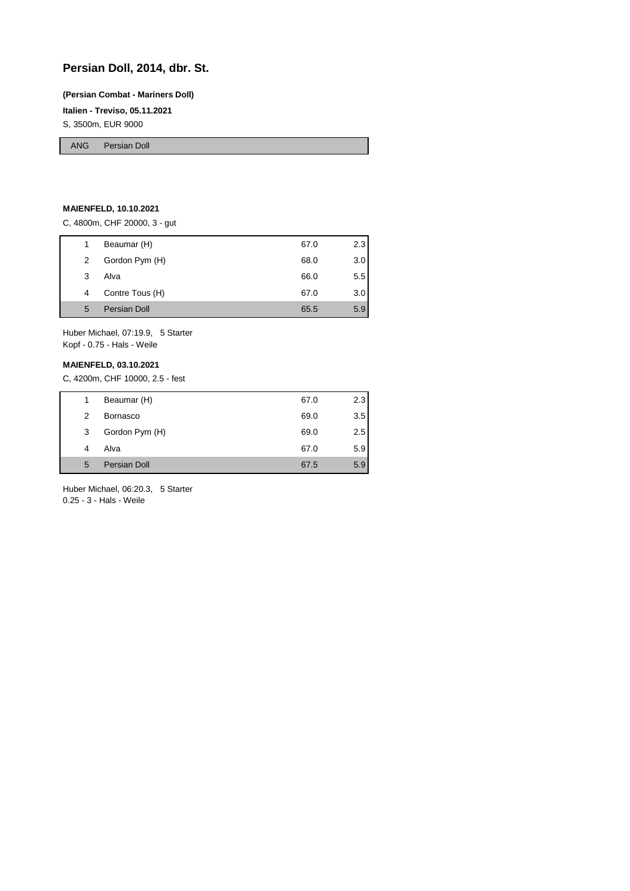# Persian Doll, 2014, dbr. St.

**(Persian Combat - Mariners Doll)**

**Italien - Treviso, 05.11.2021**

S, 3500m, EUR 9000

| | |
|---|---|
| ANG | Persian Doll |

**MAIENFELD, 10.10.2021**

C, 4800m, CHF 20000, 3 - gut

| | | | |
|---|---|---|---|
| 1 | Beaumar (H) | 67.0 | 2.3 |
| 2 | Gordon Pym (H) | 68.0 | 3.0 |
| 3 | Alva | 66.0 | 5.5 |
| 4 | Contre Tous (H) | 67.0 | 3.0 |
| 5 | Persian Doll | 65.5 | 5.9 |

Huber Michael, 07:19.9, 5 Starter
Kopf - 0.75 - Hals - Weile

**MAIENFELD, 03.10.2021**

C, 4200m, CHF 10000, 2.5 - fest

| | | | |
|---|---|---|---|
| 1 | Beaumar (H) | 67.0 | 2.3 |
| 2 | Bornasco | 69.0 | 3.5 |
| 3 | Gordon Pym (H) | 69.0 | 2.5 |
| 4 | Alva | 67.0 | 5.9 |
| 5 | Persian Doll | 67.5 | 5.9 |

Huber Michael, 06:20.3, 5 Starter
0.25 - 3 - Hals - Weile